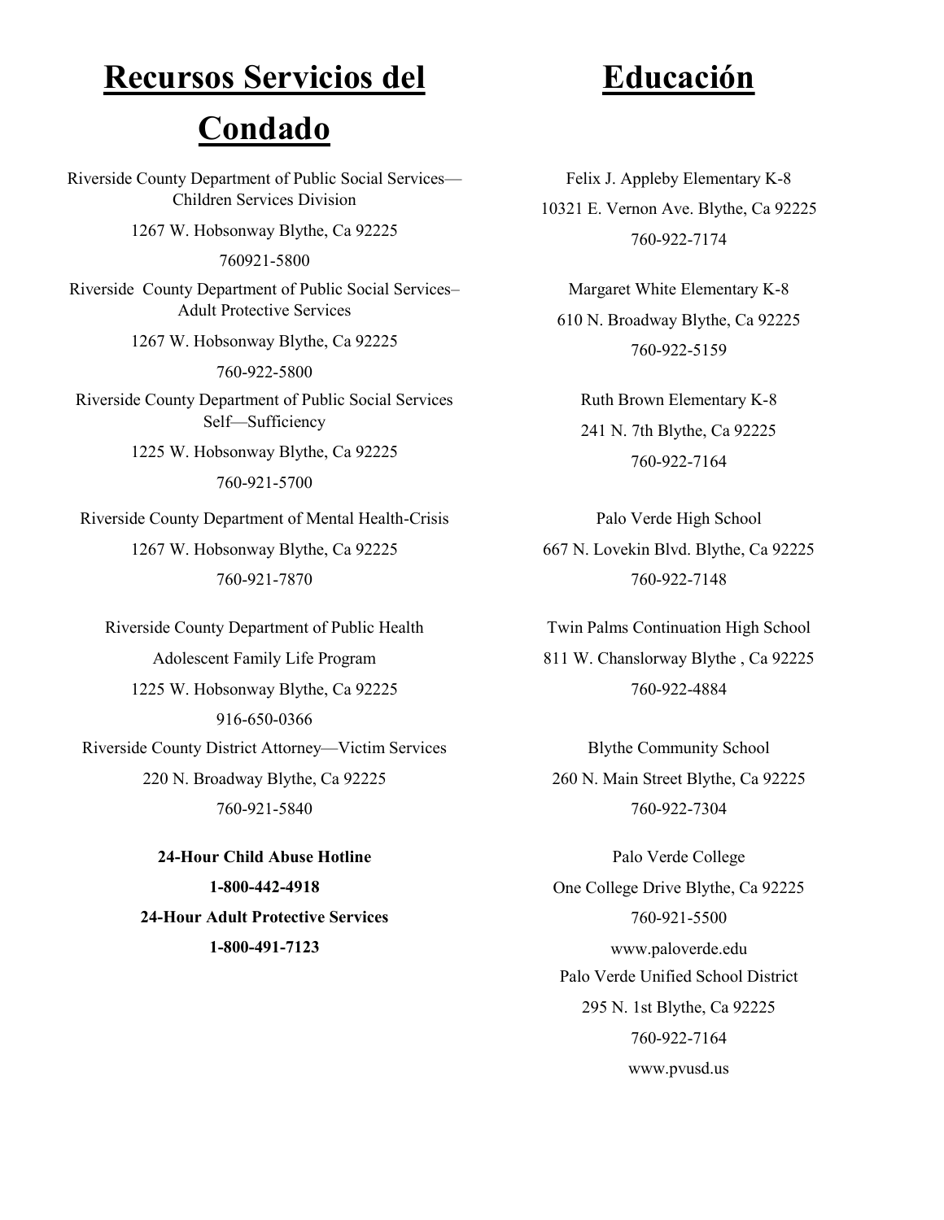# Recursos Servicios del Condado

Riverside County Department of Public Social Services—Children Services Division

1267 W. Hobsonway Blythe, Ca 92225

760921-5800

Riverside County Department of Public Social Services–Adult Protective Services

1267 W. Hobsonway Blythe, Ca 92225

760-922-5800

Riverside County Department of Public Social Services Self—Sufficiency

1225 W. Hobsonway Blythe, Ca 92225

760-921-5700

Riverside County Department of Mental Health-Crisis

1267 W. Hobsonway Blythe, Ca 92225

760-921-7870

Riverside County Department of Public Health

Adolescent Family Life Program

1225 W. Hobsonway Blythe, Ca 92225

916-650-0366

Riverside County District Attorney—Victim Services

220 N. Broadway Blythe, Ca 92225

760-921-5840

**24-Hour Child Abuse Hotline**

**1-800-442-4918**

**24-Hour Adult Protective Services**

**1-800-491-7123**

# Educación

Felix J. Appleby Elementary K-8

10321 E. Vernon Ave. Blythe, Ca 92225

760-922-7174

Margaret White Elementary K-8

610 N. Broadway Blythe, Ca 92225

760-922-5159

Ruth Brown Elementary K-8

241 N. 7th Blythe, Ca 92225

760-922-7164

Palo Verde High School

667 N. Lovekin Blvd. Blythe, Ca 92225

760-922-7148

Twin Palms Continuation High School

811 W. Chanslorway Blythe , Ca 92225

760-922-4884

Blythe Community School

260 N. Main Street Blythe, Ca 92225

760-922-7304

Palo Verde College

One College Drive Blythe, Ca 92225

760-921-5500

www.paloverde.edu

Palo Verde Unified School District

295 N. 1st Blythe, Ca 92225

760-922-7164

www.pvusd.us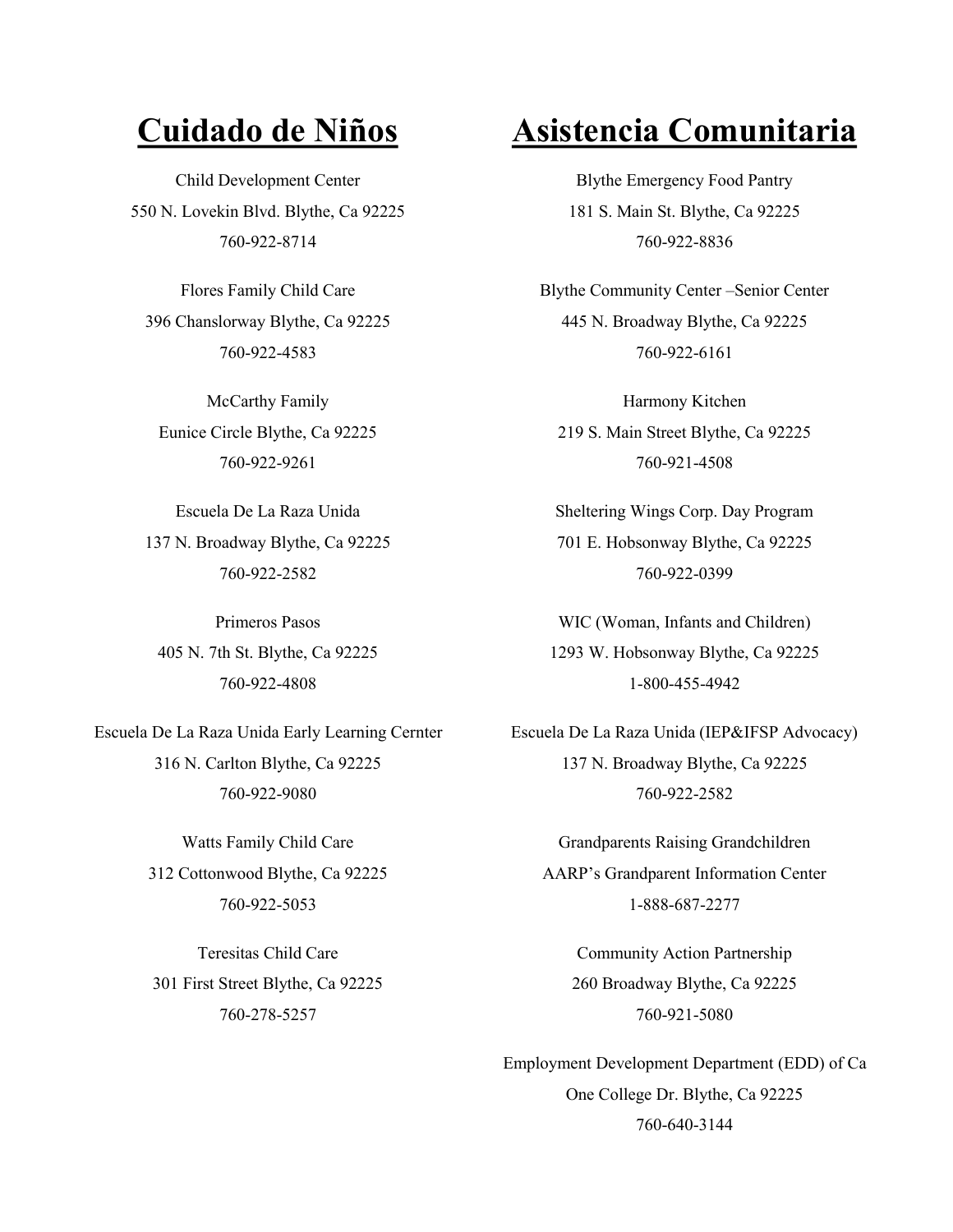## Cuidado de Niños

Child Development Center
550 N. Lovekin Blvd. Blythe, Ca 92225
760-922-8714

Flores Family Child Care
396 Chanslorway Blythe, Ca 92225
760-922-4583

McCarthy Family
Eunice Circle Blythe, Ca 92225
760-922-9261

Escuela De La Raza Unida
137 N. Broadway Blythe, Ca 92225
760-922-2582

Primeros Pasos
405 N. 7th St. Blythe, Ca 92225
760-922-4808

Escuela De La Raza Unida Early Learning Cernter
316 N. Carlton Blythe, Ca 92225
760-922-9080

Watts Family Child Care
312 Cottonwood Blythe, Ca 92225
760-922-5053

Teresitas Child Care
301 First Street Blythe, Ca 92225
760-278-5257

## Asistencia Comunitaria

Blythe Emergency Food Pantry
181 S. Main St. Blythe, Ca 92225
760-922-8836

Blythe Community Center –Senior Center
445 N. Broadway Blythe, Ca 92225
760-922-6161

Harmony Kitchen
219 S. Main Street Blythe, Ca 92225
760-921-4508

Sheltering Wings Corp. Day Program
701 E. Hobsonway Blythe, Ca 92225
760-922-0399

WIC (Woman, Infants and Children)
1293 W. Hobsonway Blythe, Ca 92225
1-800-455-4942

Escuela De La Raza Unida (IEP&IFSP Advocacy)
137 N. Broadway Blythe, Ca 92225
760-922-2582

Grandparents Raising Grandchildren
AARP's Grandparent Information Center
1-888-687-2277

Community Action Partnership
260 Broadway Blythe, Ca 92225
760-921-5080

Employment Development Department (EDD) of Ca
One College Dr. Blythe, Ca 92225
760-640-3144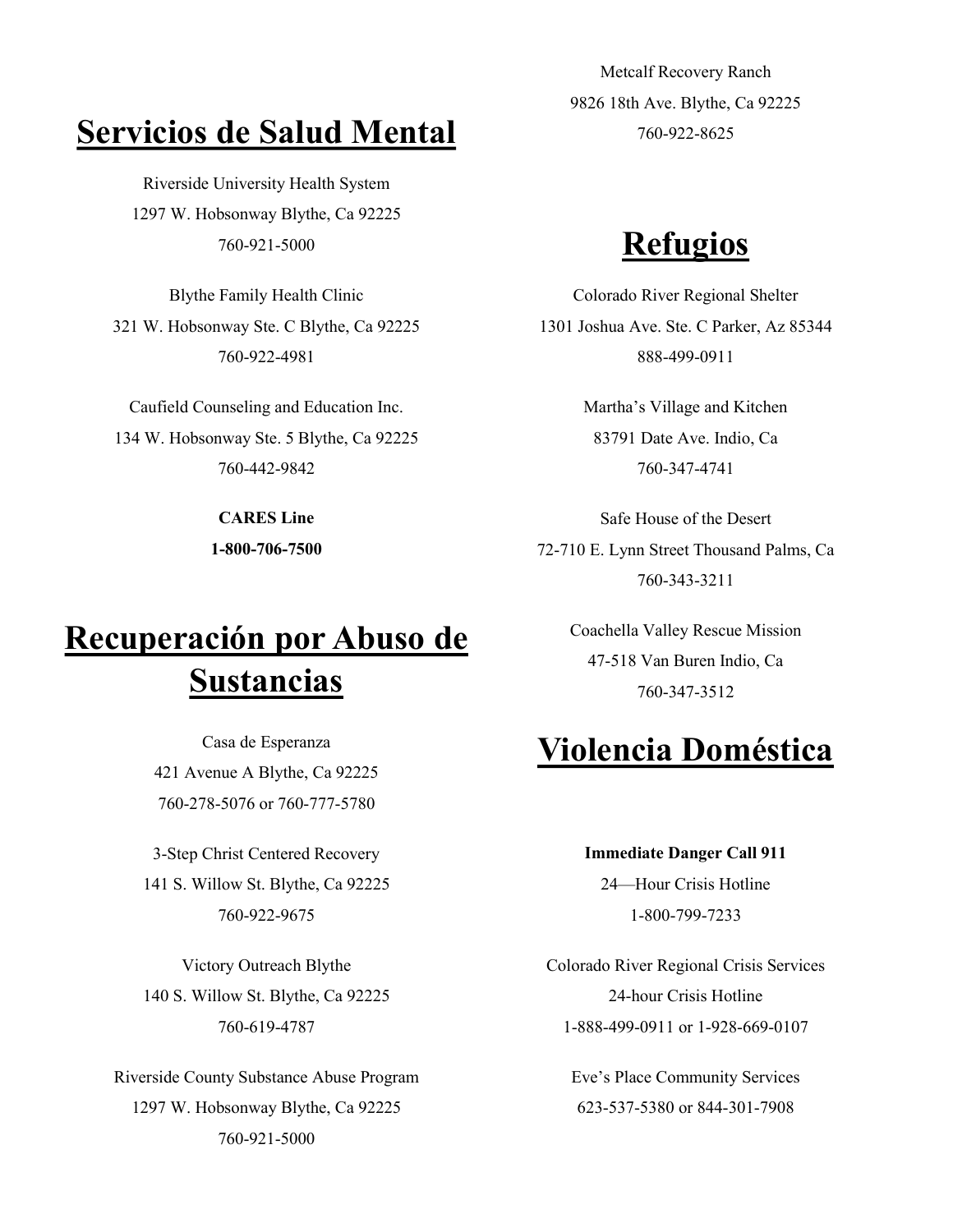## Servicios de Salud Mental

Riverside University Health System
1297 W. Hobsonway Blythe, Ca 92225
760-921-5000

Blythe Family Health Clinic
321 W. Hobsonway Ste. C Blythe, Ca 92225
760-922-4981

Caufield Counseling and Education Inc.
134 W. Hobsonway Ste. 5 Blythe, Ca 92225
760-442-9842

**CARES Line**
**1-800-706-7500**

## Recuperación por Abuso de Sustancias

Casa de Esperanza
421 Avenue A Blythe, Ca 92225
760-278-5076 or 760-777-5780

3-Step Christ Centered Recovery
141 S. Willow St. Blythe, Ca 92225
760-922-9675

Victory Outreach Blythe
140 S. Willow St. Blythe, Ca 92225
760-619-4787

Riverside County Substance Abuse Program
1297 W. Hobsonway Blythe, Ca 92225
760-921-5000

Metcalf Recovery Ranch
9826 18th Ave. Blythe, Ca 92225
760-922-8625

## Refugios

Colorado River Regional Shelter
1301 Joshua Ave. Ste. C Parker, Az 85344
888-499-0911

Martha's Village and Kitchen
83791 Date Ave. Indio, Ca
760-347-4741

Safe House of the Desert
72-710 E. Lynn Street Thousand Palms, Ca
760-343-3211

Coachella Valley Rescue Mission
47-518 Van Buren Indio, Ca
760-347-3512

## Violencia Doméstica

**Immediate Danger Call 911**
24—Hour Crisis Hotline
1-800-799-7233

Colorado River Regional Crisis Services
24-hour Crisis Hotline
1-888-499-0911 or 1-928-669-0107

Eve's Place Community Services
623-537-5380 or 844-301-7908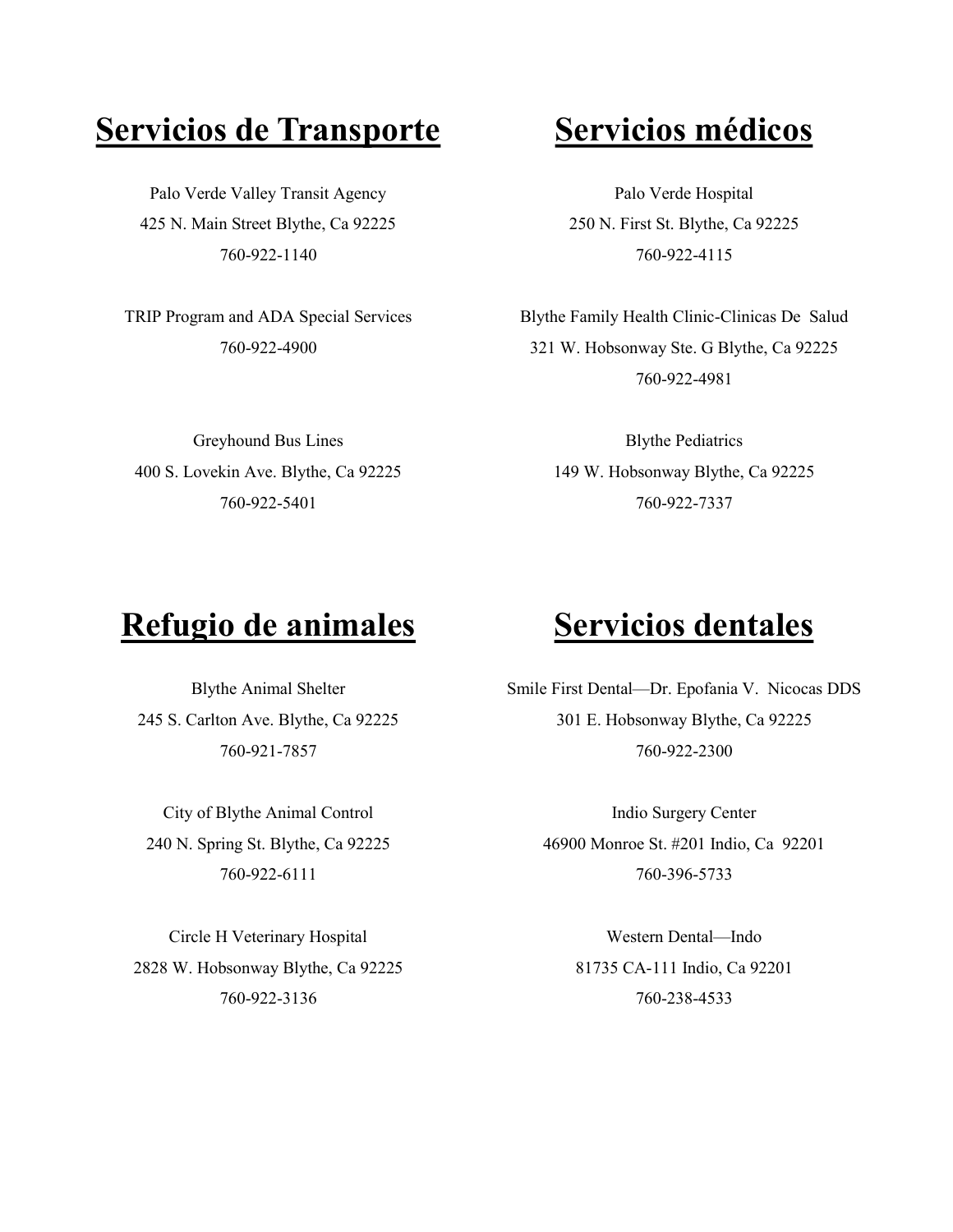# Servicios de Transporte

Palo Verde Valley Transit Agency
425 N. Main Street Blythe, Ca 92225
760-922-1140

TRIP Program and ADA Special Services
760-922-4900

Greyhound Bus Lines
400 S. Lovekin Ave. Blythe, Ca 92225
760-922-5401

# Servicios médicos

Palo Verde Hospital
250 N. First St. Blythe, Ca 92225
760-922-4115

Blythe Family Health Clinic-Clinicas De Salud
321 W. Hobsonway Ste. G Blythe, Ca 92225
760-922-4981

Blythe Pediatrics
149 W. Hobsonway Blythe, Ca 92225
760-922-7337

# Refugio de animales

Blythe Animal Shelter
245 S. Carlton Ave. Blythe, Ca 92225
760-921-7857

City of Blythe Animal Control
240 N. Spring St. Blythe, Ca 92225
760-922-6111

Circle H Veterinary Hospital
2828 W. Hobsonway Blythe, Ca 92225
760-922-3136

# Servicios dentales

Smile First Dental—Dr. Epofania V. Nicocas DDS
301 E. Hobsonway Blythe, Ca 92225
760-922-2300

Indio Surgery Center
46900 Monroe St. #201 Indio, Ca 92201
760-396-5733

Western Dental—Indo
81735 CA-111 Indio, Ca 92201
760-238-4533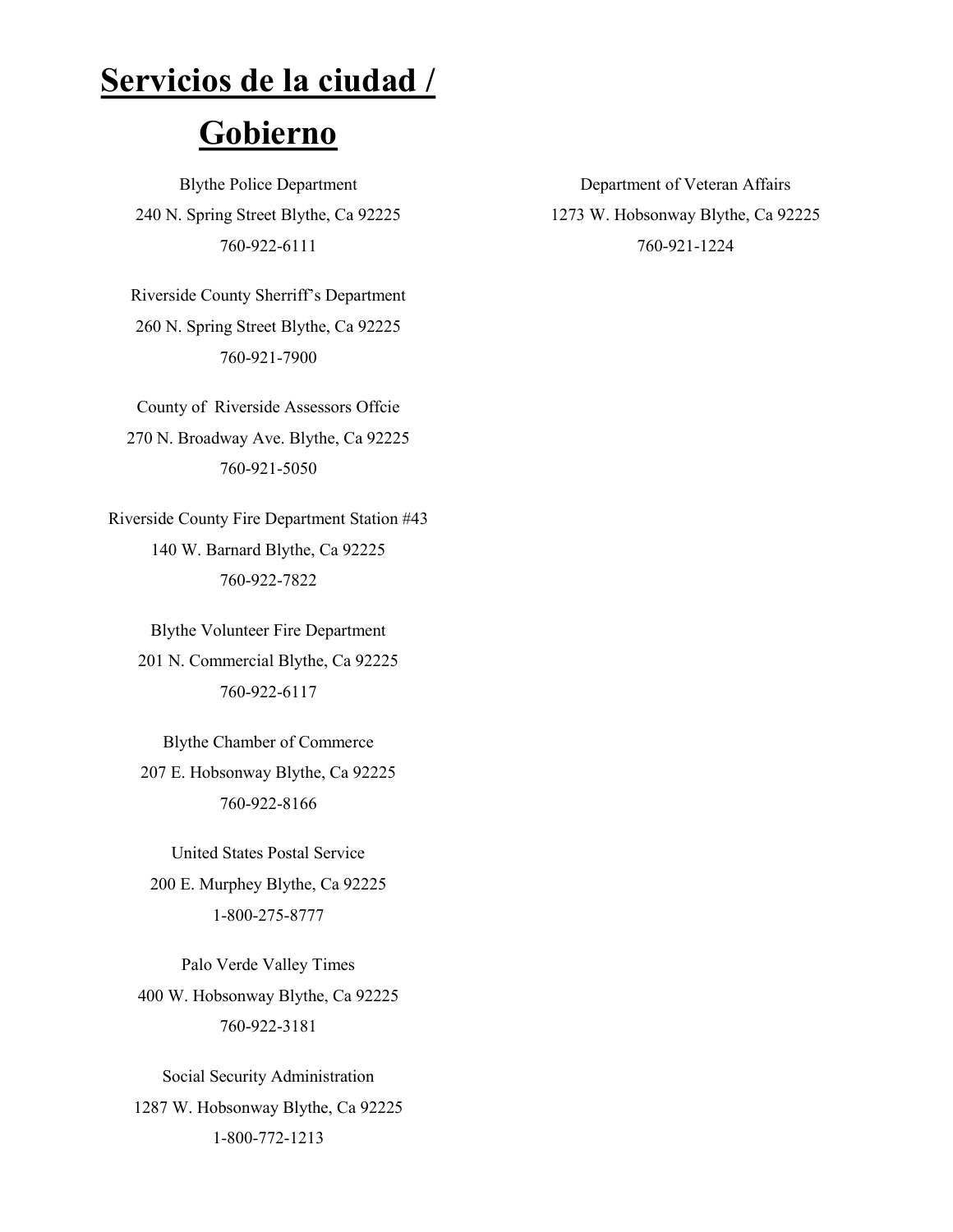# Servicios de la ciudad / Gobierno

Blythe Police Department
240 N. Spring Street Blythe, Ca 92225
760-922-6111

Riverside County Sherriff's Department
260 N. Spring Street Blythe, Ca 92225
760-921-7900

County of Riverside Assessors Offcie
270 N. Broadway Ave. Blythe, Ca 92225
760-921-5050

Riverside County Fire Department Station #43
140 W. Barnard Blythe, Ca 92225
760-922-7822

Blythe Volunteer Fire Department
201 N. Commercial Blythe, Ca 92225
760-922-6117

Blythe Chamber of Commerce
207 E. Hobsonway Blythe, Ca 92225
760-922-8166

United States Postal Service
200 E. Murphey Blythe, Ca 92225
1-800-275-8777

Palo Verde Valley Times
400 W. Hobsonway Blythe, Ca 92225
760-922-3181

Social Security Administration
1287 W. Hobsonway Blythe, Ca 92225
1-800-772-1213

Department of Veteran Affairs
1273 W. Hobsonway Blythe, Ca 92225
760-921-1224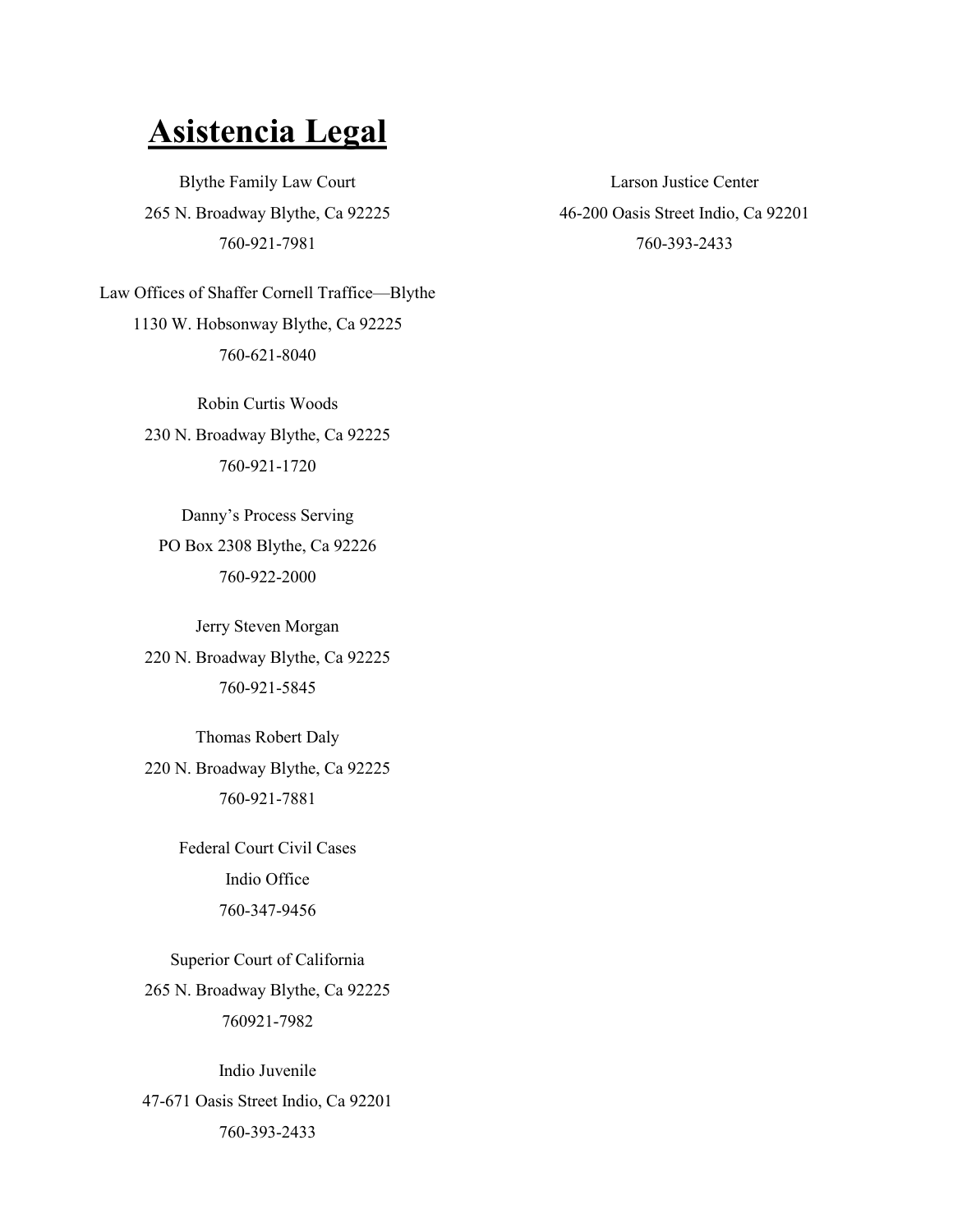# Asistencia Legal

Blythe Family Law Court
265 N. Broadway Blythe, Ca 92225
760-921-7981

Law Offices of Shaffer Cornell Traffice—Blythe
1130 W. Hobsonway Blythe, Ca 92225
760-621-8040

Robin Curtis Woods
230 N. Broadway Blythe, Ca 92225
760-921-1720

Danny's Process Serving
PO Box 2308 Blythe, Ca 92226
760-922-2000

Jerry Steven Morgan
220 N. Broadway Blythe, Ca 92225
760-921-5845

Thomas Robert Daly
220 N. Broadway Blythe, Ca 92225
760-921-7881

Federal Court Civil Cases
Indio Office
760-347-9456

Superior Court of California
265 N. Broadway Blythe, Ca 92225
760921-7982

Indio Juvenile
47-671 Oasis Street Indio, Ca 92201
760-393-2433

Larson Justice Center
46-200 Oasis Street Indio, Ca 92201
760-393-2433